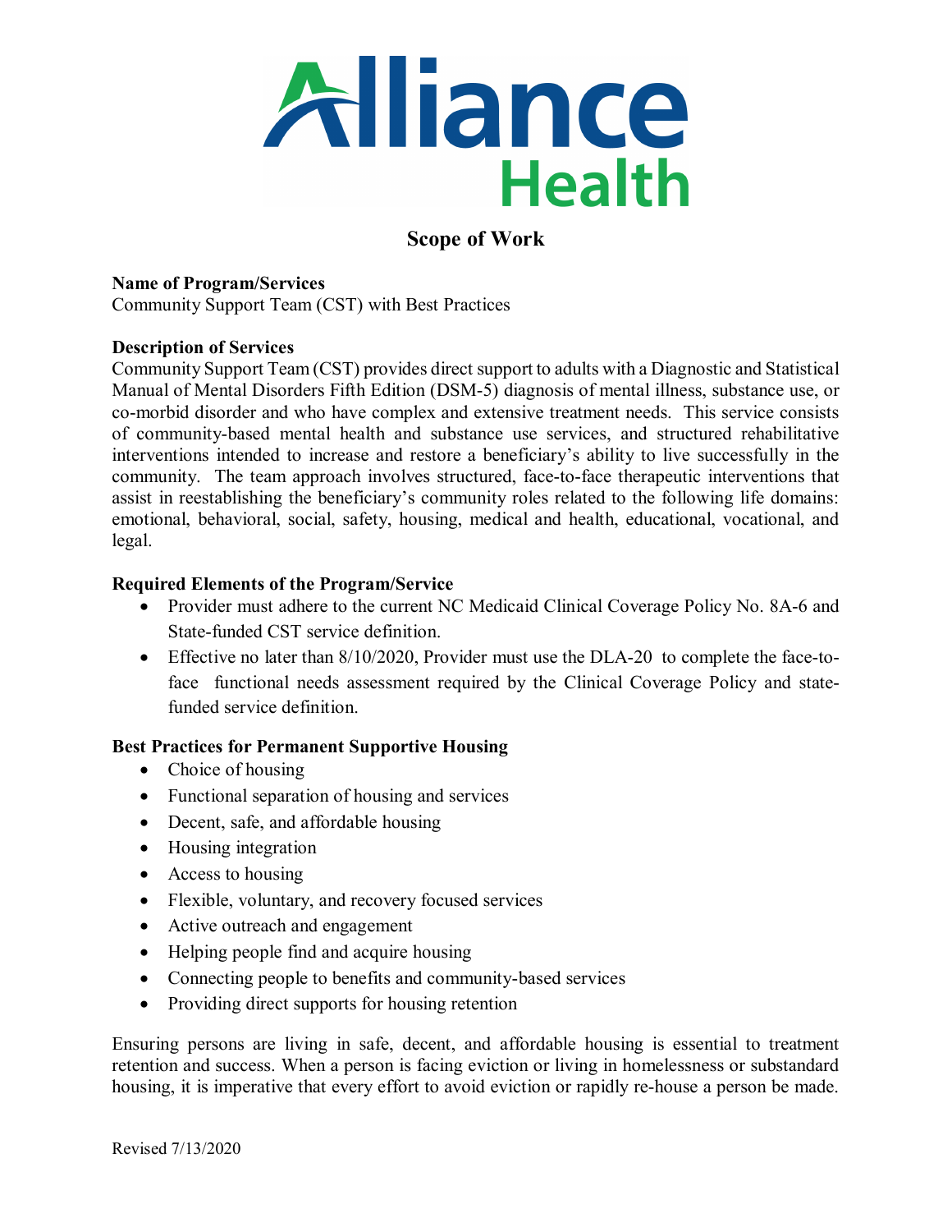# Scope of Work

**Name of Program/Services**
Community Support Team (CST) with Best Practices

**Description of Services**
Community Support Team (CST) provides direct support to adults with a Diagnostic and Statistical Manual of Mental Disorders Fifth Edition (DSM-5) diagnosis of mental illness, substance use, or co-morbid disorder and who have complex and extensive treatment needs. This service consists of community-based mental health and substance use services, and structured rehabilitative interventions intended to increase and restore a beneficiary's ability to live successfully in the community. The team approach involves structured, face-to-face therapeutic interventions that assist in reestablishing the beneficiary's community roles related to the following life domains: emotional, behavioral, social, safety, housing, medical and health, educational, vocational, and legal.

**Required Elements of the Program/Service**

- Provider must adhere to the current NC Medicaid Clinical Coverage Policy No. 8A-6 and State-funded CST service definition.
- Effective no later than 8/10/2020, Provider must use the DLA-20 to complete the face-to-face functional needs assessment required by the Clinical Coverage Policy and state-funded service definition.

**Best Practices for Permanent Supportive Housing**

- Choice of housing
- Functional separation of housing and services
- Decent, safe, and affordable housing
- Housing integration
- Access to housing
- Flexible, voluntary, and recovery focused services
- Active outreach and engagement
- Helping people find and acquire housing
- Connecting people to benefits and community-based services
- Providing direct supports for housing retention

Ensuring persons are living in safe, decent, and affordable housing is essential to treatment retention and success. When a person is facing eviction or living in homelessness or substandard housing, it is imperative that every effort to avoid eviction or rapidly re-house a person be made.

Revised 7/13/2020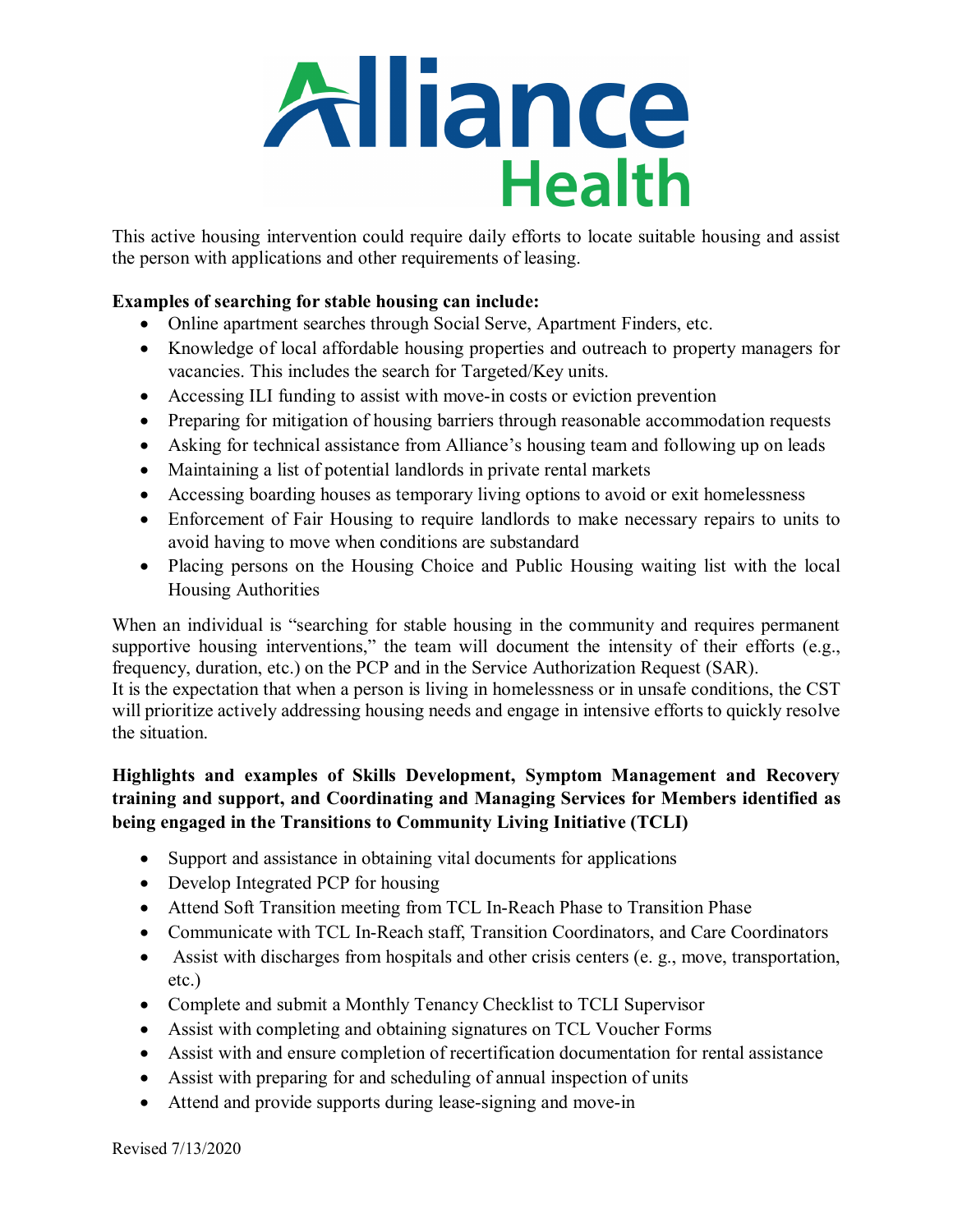This active housing intervention could require daily efforts to locate suitable housing and assist the person with applications and other requirements of leasing.

**Examples of searching for stable housing can include:**

- Online apartment searches through Social Serve, Apartment Finders, etc.
- Knowledge of local affordable housing properties and outreach to property managers for vacancies. This includes the search for Targeted/Key units.
- Accessing ILI funding to assist with move-in costs or eviction prevention
- Preparing for mitigation of housing barriers through reasonable accommodation requests
- Asking for technical assistance from Alliance's housing team and following up on leads
- Maintaining a list of potential landlords in private rental markets
- Accessing boarding houses as temporary living options to avoid or exit homelessness
- Enforcement of Fair Housing to require landlords to make necessary repairs to units to avoid having to move when conditions are substandard
- Placing persons on the Housing Choice and Public Housing waiting list with the local Housing Authorities

When an individual is "searching for stable housing in the community and requires permanent supportive housing interventions," the team will document the intensity of their efforts (e.g., frequency, duration, etc.) on the PCP and in the Service Authorization Request (SAR).
It is the expectation that when a person is living in homelessness or in unsafe conditions, the CST will prioritize actively addressing housing needs and engage in intensive efforts to quickly resolve the situation.

**Highlights and examples of Skills Development, Symptom Management and Recovery training and support, and Coordinating and Managing Services for Members identified as being engaged in the Transitions to Community Living Initiative (TCLI)**

- Support and assistance in obtaining vital documents for applications
- Develop Integrated PCP for housing
- Attend Soft Transition meeting from TCL In-Reach Phase to Transition Phase
- Communicate with TCL In-Reach staff, Transition Coordinators, and Care Coordinators
- Assist with discharges from hospitals and other crisis centers (e. g., move, transportation, etc.)
- Complete and submit a Monthly Tenancy Checklist to TCLI Supervisor
- Assist with completing and obtaining signatures on TCL Voucher Forms
- Assist with and ensure completion of recertification documentation for rental assistance
- Assist with preparing for and scheduling of annual inspection of units
- Attend and provide supports during lease-signing and move-in

Revised 7/13/2020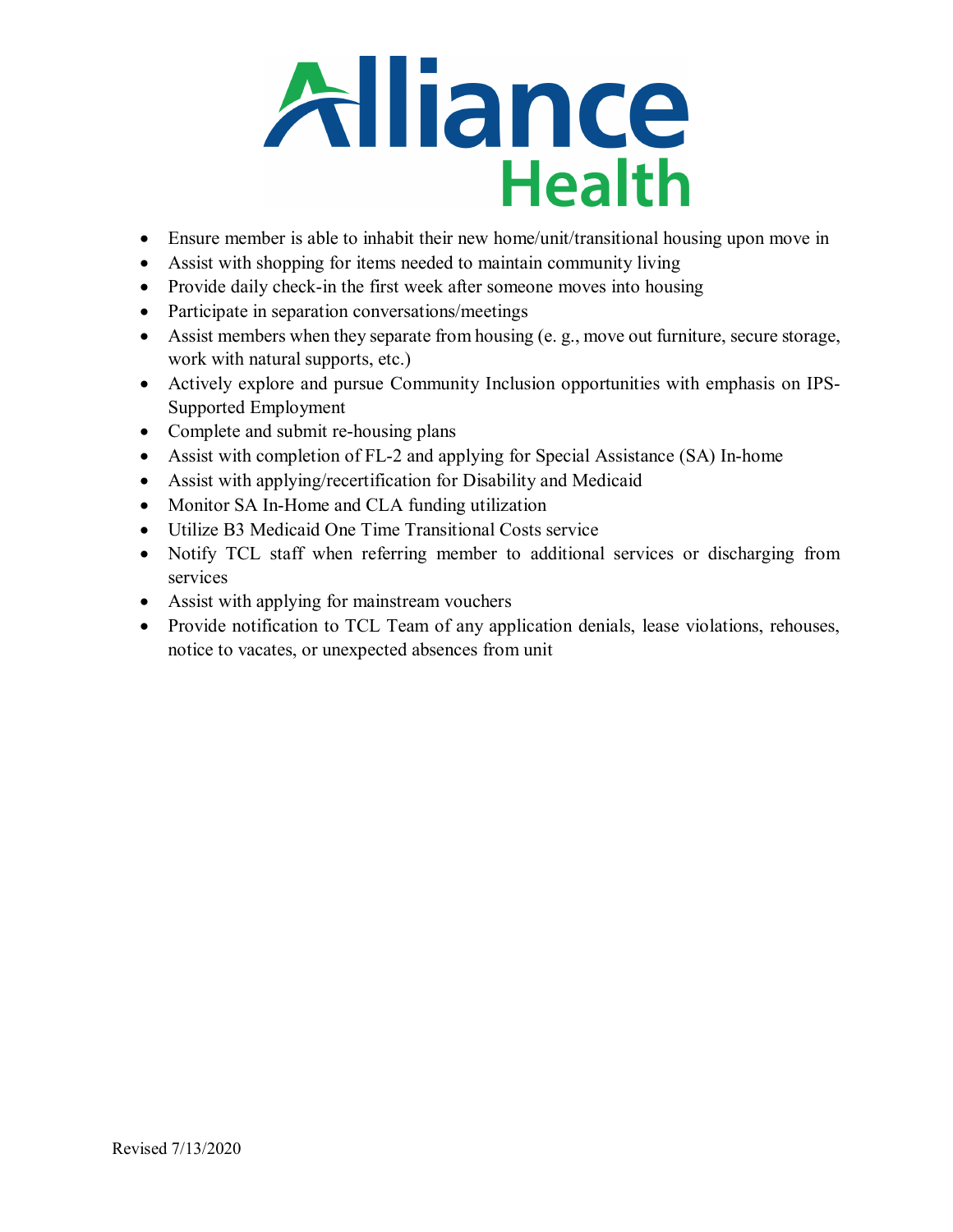- Ensure member is able to inhabit their new home/unit/transitional housing upon move in
- Assist with shopping for items needed to maintain community living
- Provide daily check-in the first week after someone moves into housing
- Participate in separation conversations/meetings
- Assist members when they separate from housing (e. g., move out furniture, secure storage, work with natural supports, etc.)
- Actively explore and pursue Community Inclusion opportunities with emphasis on IPS-Supported Employment
- Complete and submit re-housing plans
- Assist with completion of FL-2 and applying for Special Assistance (SA) In-home
- Assist with applying/recertification for Disability and Medicaid
- Monitor SA In-Home and CLA funding utilization
- Utilize B3 Medicaid One Time Transitional Costs service
- Notify TCL staff when referring member to additional services or discharging from services
- Assist with applying for mainstream vouchers
- Provide notification to TCL Team of any application denials, lease violations, rehouses, notice to vacates, or unexpected absences from unit

Revised 7/13/2020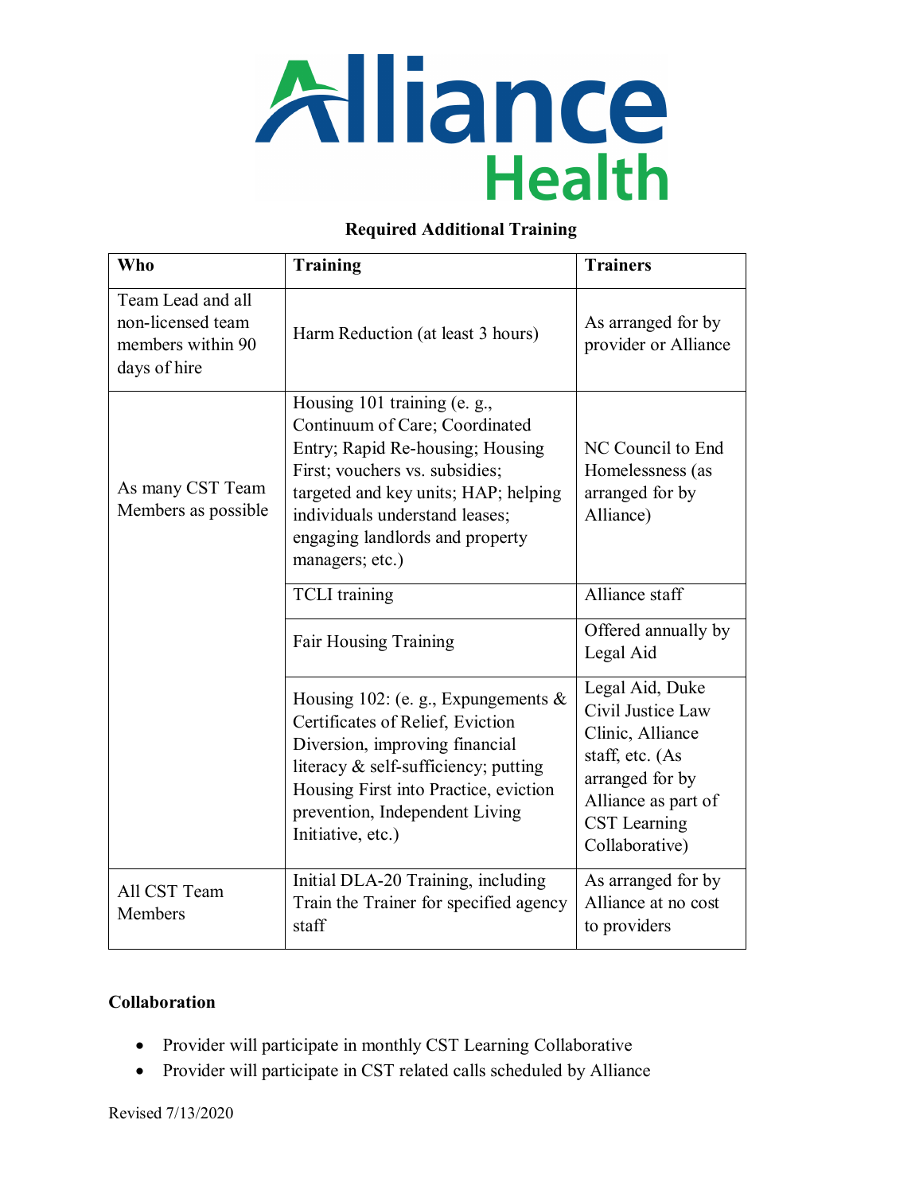# Alliance Health

**Required Additional Training**

| Who | Training | Trainers |
|---|---|---|
| Team Lead and all non-licensed team members within 90 days of hire | Harm Reduction (at least 3 hours) | As arranged for by provider or Alliance |
| As many CST Team Members as possible | Housing 101 training (e. g., Continuum of Care; Coordinated Entry; Rapid Re-housing; Housing First; vouchers vs. subsidies; targeted and key units; HAP; helping individuals understand leases; engaging landlords and property managers; etc.) | NC Council to End Homelessness (as arranged for by Alliance) |
| | TCLI training | Alliance staff |
| | Fair Housing Training | Offered annually by Legal Aid |
| | Housing 102: (e. g., Expungements & Certificates of Relief, Eviction Diversion, improving financial literacy & self-sufficiency; putting Housing First into Practice, eviction prevention, Independent Living Initiative, etc.) | Legal Aid, Duke Civil Justice Law Clinic, Alliance staff, etc. (As arranged for by Alliance as part of CST Learning Collaborative) |
| All CST Team Members | Initial DLA-20 Training, including Train the Trainer for specified agency staff | As arranged for by Alliance at no cost to providers |

**Collaboration**

- Provider will participate in monthly CST Learning Collaborative
- Provider will participate in CST related calls scheduled by Alliance

Revised 7/13/2020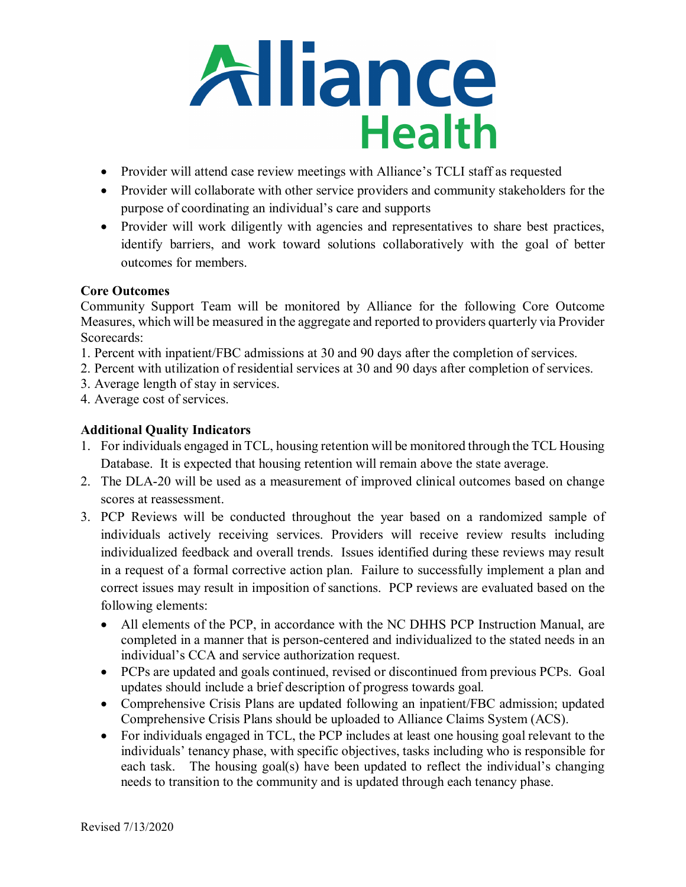- Provider will attend case review meetings with Alliance's TCLI staff as requested
- Provider will collaborate with other service providers and community stakeholders for the purpose of coordinating an individual's care and supports
- Provider will work diligently with agencies and representatives to share best practices, identify barriers, and work toward solutions collaboratively with the goal of better outcomes for members.

**Core Outcomes**

Community Support Team will be monitored by Alliance for the following Core Outcome Measures, which will be measured in the aggregate and reported to providers quarterly via Provider Scorecards:

1. Percent with inpatient/FBC admissions at 30 and 90 days after the completion of services.
2. Percent with utilization of residential services at 30 and 90 days after completion of services.
3. Average length of stay in services.
4. Average cost of services.

**Additional Quality Indicators**

1. For individuals engaged in TCL, housing retention will be monitored through the TCL Housing Database. It is expected that housing retention will remain above the state average.
2. The DLA-20 will be used as a measurement of improved clinical outcomes based on change scores at reassessment.
3. PCP Reviews will be conducted throughout the year based on a randomized sample of individuals actively receiving services. Providers will receive review results including individualized feedback and overall trends. Issues identified during these reviews may result in a request of a formal corrective action plan. Failure to successfully implement a plan and correct issues may result in imposition of sanctions. PCP reviews are evaluated based on the following elements:
   - All elements of the PCP, in accordance with the NC DHHS PCP Instruction Manual, are completed in a manner that is person-centered and individualized to the stated needs in an individual's CCA and service authorization request.
   - PCPs are updated and goals continued, revised or discontinued from previous PCPs. Goal updates should include a brief description of progress towards goal.
   - Comprehensive Crisis Plans are updated following an inpatient/FBC admission; updated Comprehensive Crisis Plans should be uploaded to Alliance Claims System (ACS).
   - For individuals engaged in TCL, the PCP includes at least one housing goal relevant to the individuals' tenancy phase, with specific objectives, tasks including who is responsible for each task. The housing goal(s) have been updated to reflect the individual's changing needs to transition to the community and is updated through each tenancy phase.

Revised 7/13/2020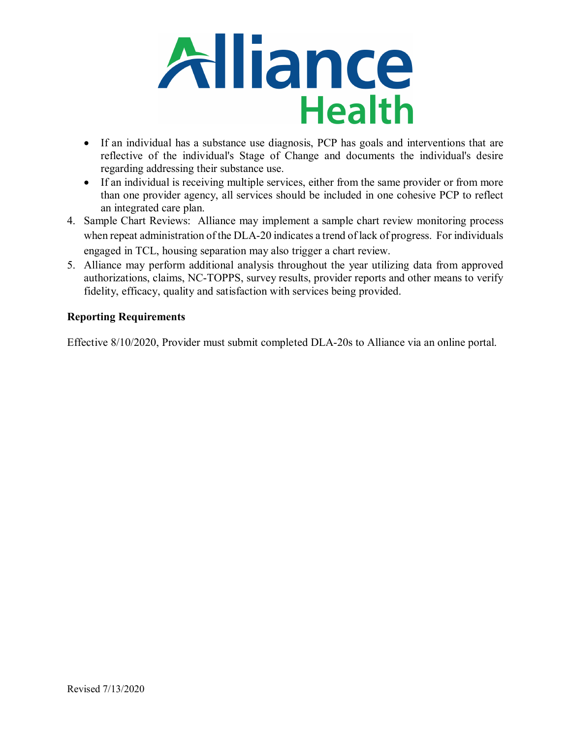- If an individual has a substance use diagnosis, PCP has goals and interventions that are reflective of the individual's Stage of Change and documents the individual's desire regarding addressing their substance use.
- If an individual is receiving multiple services, either from the same provider or from more than one provider agency, all services should be included in one cohesive PCP to reflect an integrated care plan.

4. Sample Chart Reviews: Alliance may implement a sample chart review monitoring process when repeat administration of the DLA-20 indicates a trend of lack of progress. For individuals engaged in TCL, housing separation may also trigger a chart review.
5. Alliance may perform additional analysis throughout the year utilizing data from approved authorizations, claims, NC-TOPPS, survey results, provider reports and other means to verify fidelity, efficacy, quality and satisfaction with services being provided.

**Reporting Requirements**

Effective 8/10/2020, Provider must submit completed DLA-20s to Alliance via an online portal.

Revised 7/13/2020